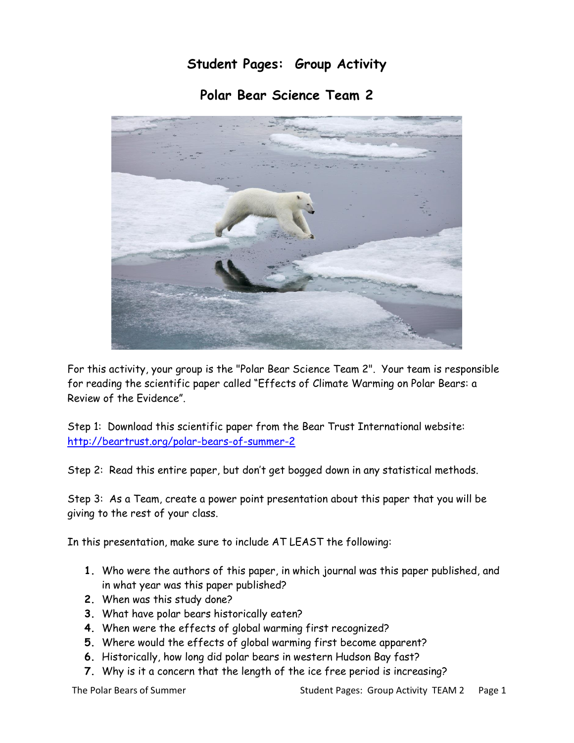# Student Pages: Group Activity

## Polar Bear Science Team 2

For this activity, your group is the "Polar Bear Science Team 2". Your team is responsible for reading the scientific paper called "Effects of Climate Warming on Polar Bears: a Review of the Evidence".

Step 1: Download this scientific paper from the Bear Trust International website: [http://beartrust.org/polar-bears-of-summer-2](http://beartrust.org/polar-bears-of-summer-2)

Step 2: Read this entire paper, but don't get bogged down in any statistical methods.

Step 3: As a Team, create a power point presentation about this paper that you will be giving to the rest of your class.

In this presentation, make sure to include AT LEAST the following:

1. Who were the authors of this paper, in which journal was this paper published, and in what year was this paper published?
2. When was this study done?
3. What have polar bears historically eaten?
4. When were the effects of global warming first recognized?
5. Where would the effects of global warming first become apparent?
6. Historically, how long did polar bears in western Hudson Bay fast?
7. Why is it a concern that the length of the ice free period is increasing?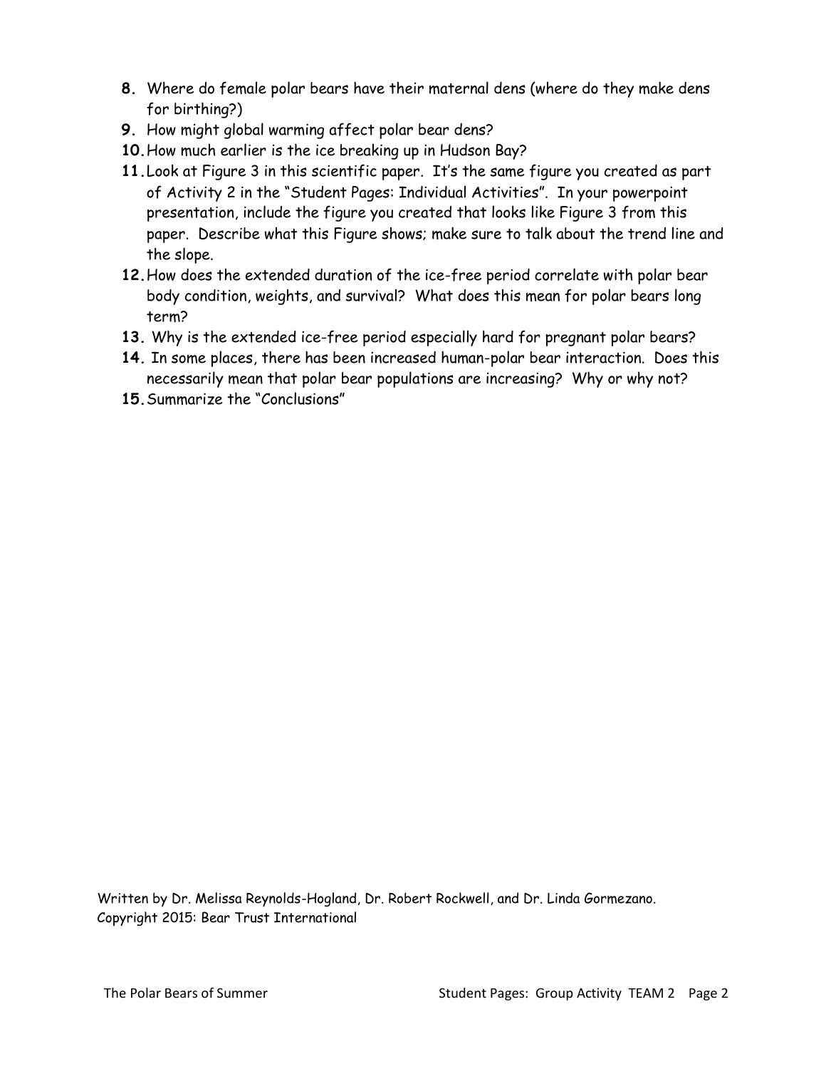8. Where do female polar bears have their maternal dens (where do they make dens for birthing?)
9. How might global warming affect polar bear dens?
10. How much earlier is the ice breaking up in Hudson Bay?
11. Look at Figure 3 in this scientific paper. It's the same figure you created as part of Activity 2 in the "Student Pages: Individual Activities". In your powerpoint presentation, include the figure you created that looks like Figure 3 from this paper. Describe what this Figure shows; make sure to talk about the trend line and the slope.
12. How does the extended duration of the ice-free period correlate with polar bear body condition, weights, and survival? What does this mean for polar bears long term?
13. Why is the extended ice-free period especially hard for pregnant polar bears?
14. In some places, there has been increased human-polar bear interaction. Does this necessarily mean that polar bear populations are increasing? Why or why not?
15. Summarize the "Conclusions"

Written by Dr. Melissa Reynolds-Hogland, Dr. Robert Rockwell, and Dr. Linda Gormezano.
Copyright 2015: Bear Trust International